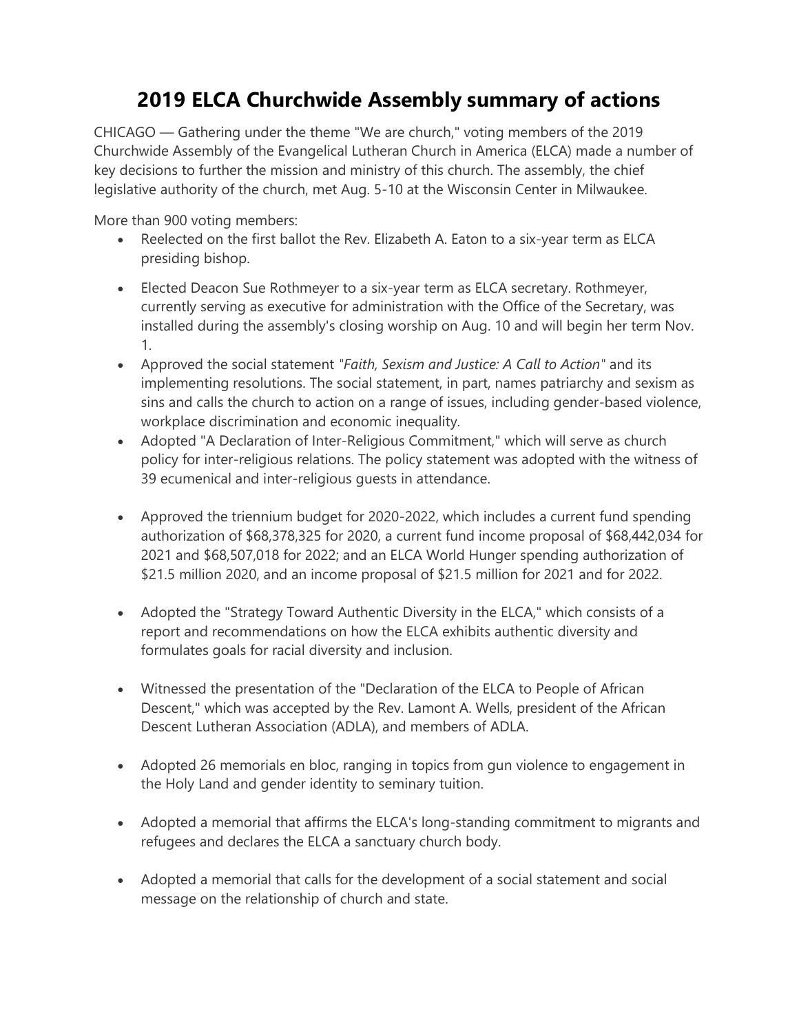# 2019 ELCA Churchwide Assembly summary of actions

CHICAGO — Gathering under the theme "We are church," voting members of the 2019 Churchwide Assembly of the Evangelical Lutheran Church in America (ELCA) made a number of key decisions to further the mission and ministry of this church. The assembly, the chief legislative authority of the church, met Aug. 5-10 at the Wisconsin Center in Milwaukee.

More than 900 voting members:

- Reelected on the first ballot the Rev. Elizabeth A. Eaton to a six-year term as ELCA presiding bishop.
- Elected Deacon Sue Rothmeyer to a six-year term as ELCA secretary. Rothmeyer, currently serving as executive for administration with the Office of the Secretary, was installed during the assembly's closing worship on Aug. 10 and will begin her term Nov. 1.
- Approved the social statement *"Faith, Sexism and Justice: A Call to Action"* and its implementing resolutions. The social statement, in part, names patriarchy and sexism as sins and calls the church to action on a range of issues, including gender-based violence, workplace discrimination and economic inequality.
- Adopted "A Declaration of Inter-Religious Commitment," which will serve as church policy for inter-religious relations. The policy statement was adopted with the witness of 39 ecumenical and inter-religious guests in attendance.
- Approved the triennium budget for 2020-2022, which includes a current fund spending authorization of $68,378,325 for 2020, a current fund income proposal of $68,442,034 for 2021 and $68,507,018 for 2022; and an ELCA World Hunger spending authorization of $21.5 million 2020, and an income proposal of $21.5 million for 2021 and for 2022.
- Adopted the "Strategy Toward Authentic Diversity in the ELCA," which consists of a report and recommendations on how the ELCA exhibits authentic diversity and formulates goals for racial diversity and inclusion.
- Witnessed the presentation of the "Declaration of the ELCA to People of African Descent," which was accepted by the Rev. Lamont A. Wells, president of the African Descent Lutheran Association (ADLA), and members of ADLA.
- Adopted 26 memorials en bloc, ranging in topics from gun violence to engagement in the Holy Land and gender identity to seminary tuition.
- Adopted a memorial that affirms the ELCA's long-standing commitment to migrants and refugees and declares the ELCA a sanctuary church body.
- Adopted a memorial that calls for the development of a social statement and social message on the relationship of church and state.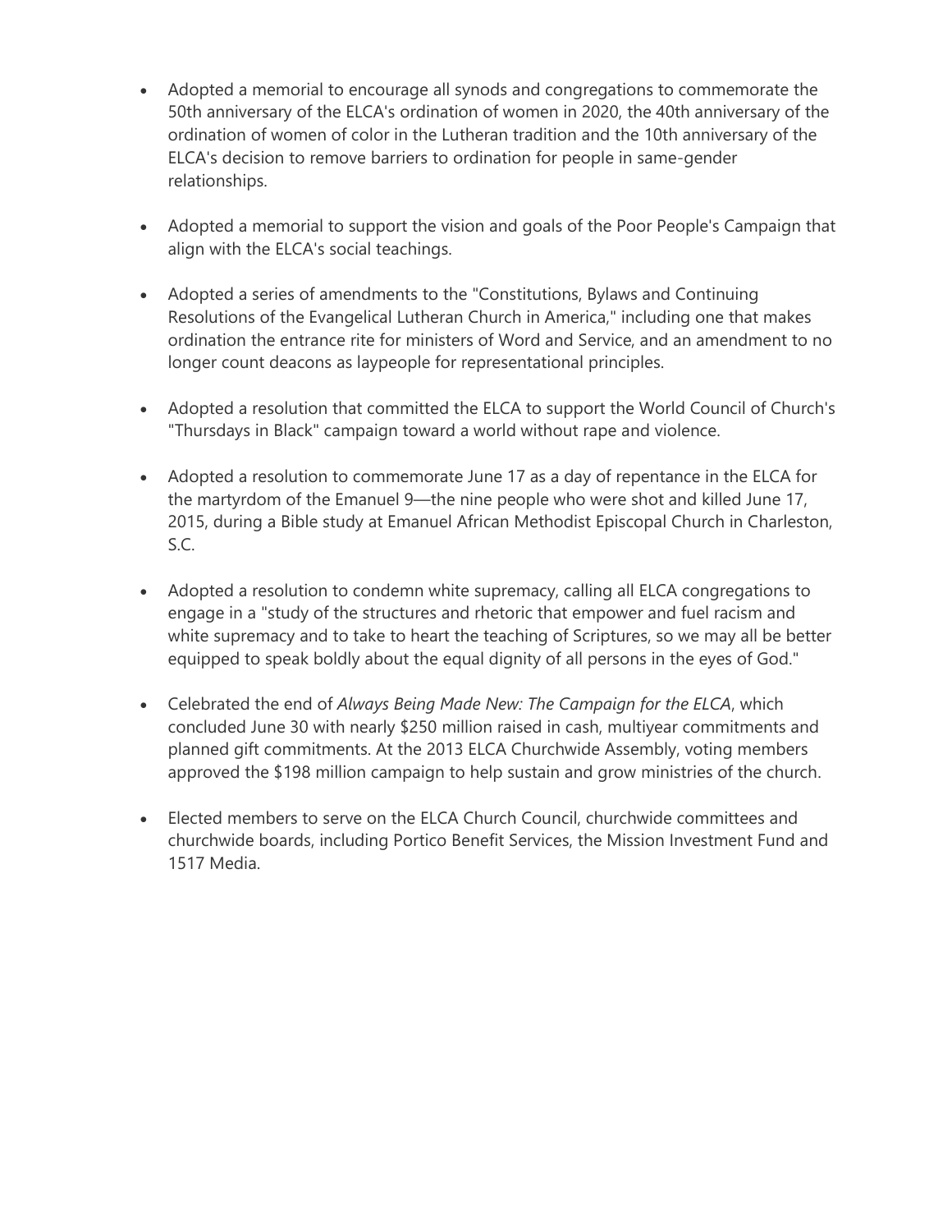- Adopted a memorial to encourage all synods and congregations to commemorate the 50th anniversary of the ELCA's ordination of women in 2020, the 40th anniversary of the ordination of women of color in the Lutheran tradition and the 10th anniversary of the ELCA's decision to remove barriers to ordination for people in same-gender relationships.

- Adopted a memorial to support the vision and goals of the Poor People's Campaign that align with the ELCA's social teachings.

- Adopted a series of amendments to the "Constitutions, Bylaws and Continuing Resolutions of the Evangelical Lutheran Church in America," including one that makes ordination the entrance rite for ministers of Word and Service, and an amendment to no longer count deacons as laypeople for representational principles.

- Adopted a resolution that committed the ELCA to support the World Council of Church's "Thursdays in Black" campaign toward a world without rape and violence.

- Adopted a resolution to commemorate June 17 as a day of repentance in the ELCA for the martyrdom of the Emanuel 9—the nine people who were shot and killed June 17, 2015, during a Bible study at Emanuel African Methodist Episcopal Church in Charleston, S.C.

- Adopted a resolution to condemn white supremacy, calling all ELCA congregations to engage in a "study of the structures and rhetoric that empower and fuel racism and white supremacy and to take to heart the teaching of Scriptures, so we may all be better equipped to speak boldly about the equal dignity of all persons in the eyes of God."

- Celebrated the end of *Always Being Made New: The Campaign for the ELCA*, which concluded June 30 with nearly $250 million raised in cash, multiyear commitments and planned gift commitments. At the 2013 ELCA Churchwide Assembly, voting members approved the $198 million campaign to help sustain and grow ministries of the church.

- Elected members to serve on the ELCA Church Council, churchwide committees and churchwide boards, including Portico Benefit Services, the Mission Investment Fund and 1517 Media.